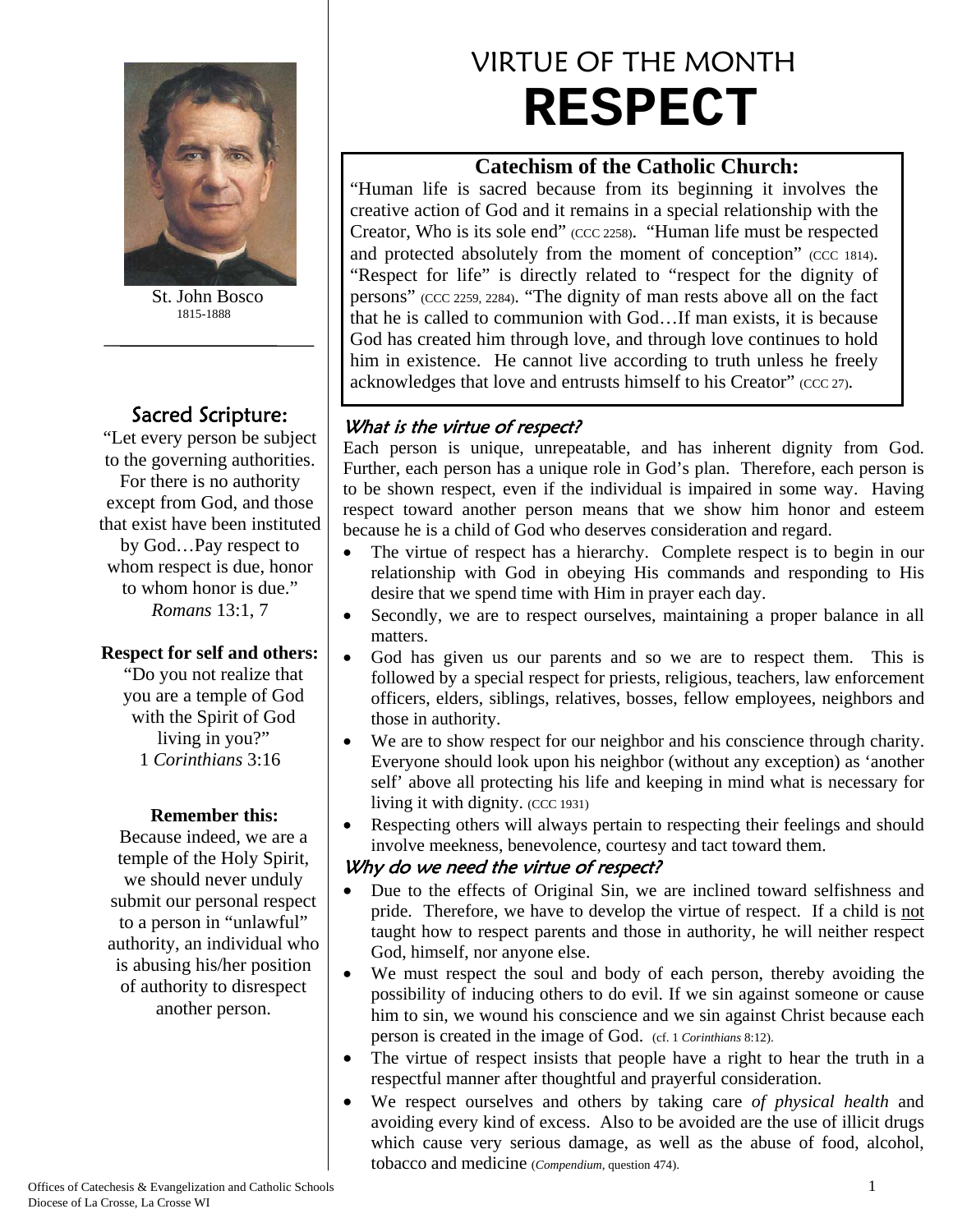# VIRTUE OF THE MONTH
# RESPECT

St. John Bosco
1815-1888

## Sacred Scripture:

"Let every person be subject to the governing authorities. For there is no authority except from God, and those that exist have been instituted by God…Pay respect to whom respect is due, honor to whom honor is due." *Romans* 13:1, 7

**Respect for self and others:**

"Do you not realize that you are a temple of God with the Spirit of God living in you?" 1 *Corinthians* 3:16

**Remember this:**

Because indeed, we are a temple of the Holy Spirit, we should never unduly submit our personal respect to a person in "unlawful" authority, an individual who is abusing his/her position of authority to disrespect another person.

## Catechism of the Catholic Church:

"Human life is sacred because from its beginning it involves the creative action of God and it remains in a special relationship with the Creator, Who is its sole end" (CCC 2258). "Human life must be respected and protected absolutely from the moment of conception" (CCC 1814). "Respect for life" is directly related to "respect for the dignity of persons" (CCC 2259, 2284). "The dignity of man rests above all on the fact that he is called to communion with God…If man exists, it is because God has created him through love, and through love continues to hold him in existence. He cannot live according to truth unless he freely acknowledges that love and entrusts himself to his Creator" (CCC 27).

### *What is the virtue of respect?*

Each person is unique, unrepeatable, and has inherent dignity from God. Further, each person has a unique role in God's plan. Therefore, each person is to be shown respect, even if the individual is impaired in some way. Having respect toward another person means that we show him honor and esteem because he is a child of God who deserves consideration and regard.

- The virtue of respect has a hierarchy. Complete respect is to begin in our relationship with God in obeying His commands and responding to His desire that we spend time with Him in prayer each day.
- Secondly, we are to respect ourselves, maintaining a proper balance in all matters.
- God has given us our parents and so we are to respect them. This is followed by a special respect for priests, religious, teachers, law enforcement officers, elders, siblings, relatives, bosses, fellow employees, neighbors and those in authority.
- We are to show respect for our neighbor and his conscience through charity. Everyone should look upon his neighbor (without any exception) as 'another self' above all protecting his life and keeping in mind what is necessary for living it with dignity. (CCC 1931)
- Respecting others will always pertain to respecting their feelings and should involve meekness, benevolence, courtesy and tact toward them.

### *Why do we need the virtue of respect?*

- Due to the effects of Original Sin, we are inclined toward selfishness and pride. Therefore, we have to develop the virtue of respect. If a child is not taught how to respect parents and those in authority, he will neither respect God, himself, nor anyone else.
- We must respect the soul and body of each person, thereby avoiding the possibility of inducing others to do evil. If we sin against someone or cause him to sin, we wound his conscience and we sin against Christ because each person is created in the image of God. (cf. 1 *Corinthians* 8:12).
- The virtue of respect insists that people have a right to hear the truth in a respectful manner after thoughtful and prayerful consideration.
- We respect ourselves and others by taking care *of physical health* and avoiding every kind of excess. Also to be avoided are the use of illicit drugs which cause very serious damage, as well as the abuse of food, alcohol, tobacco and medicine (*Compendium*, question 474).

Offices of Catechesis & Evangelization and Catholic Schools
Diocese of La Crosse, La Crosse WI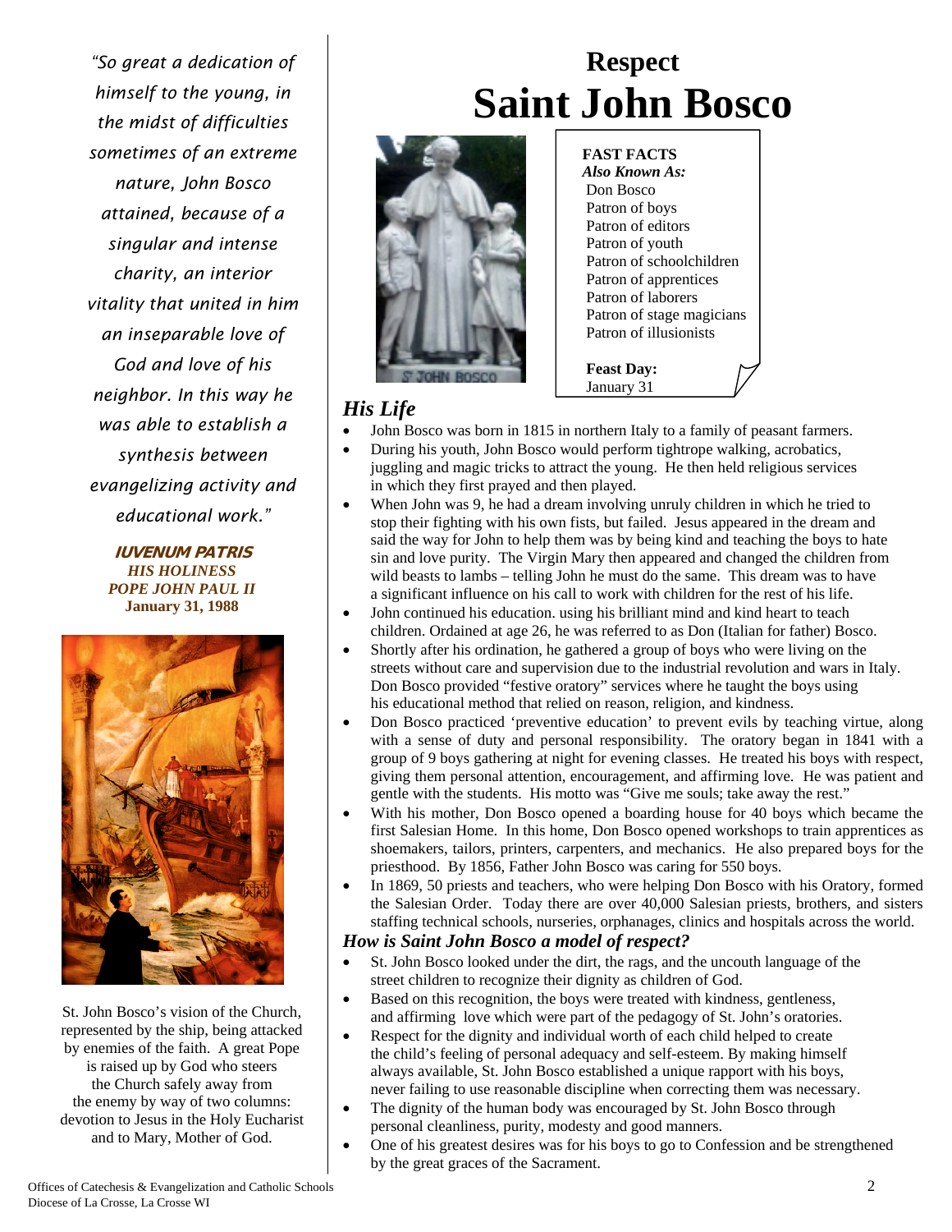# Respect
# Saint John Bosco

**FAST FACTS**
***Also Known As:***
Don Bosco
Patron of boys
Patron of editors
Patron of youth
Patron of schoolchildren
Patron of apprentices
Patron of laborers
Patron of stage magicians
Patron of illusionists

**Feast Day:**
January 31

## *His Life*

- John Bosco was born in 1815 in northern Italy to a family of peasant farmers.
- During his youth, John Bosco would perform tightrope walking, acrobatics, juggling and magic tricks to attract the young. He then held religious services in which they first prayed and then played.
- When John was 9, he had a dream involving unruly children in which he tried to stop their fighting with his own fists, but failed. Jesus appeared in the dream and said the way for John to help them was by being kind and teaching the boys to hate sin and love purity. The Virgin Mary then appeared and changed the children from wild beasts to lambs – telling John he must do the same. This dream was to have a significant influence on his call to work with children for the rest of his life.
- John continued his education. using his brilliant mind and kind heart to teach children. Ordained at age 26, he was referred to as Don (Italian for father) Bosco.
- Shortly after his ordination, he gathered a group of boys who were living on the streets without care and supervision due to the industrial revolution and wars in Italy. Don Bosco provided "festive oratory" services where he taught the boys using his educational method that relied on reason, religion, and kindness.
- Don Bosco practiced 'preventive education' to prevent evils by teaching virtue, along with a sense of duty and personal responsibility. The oratory began in 1841 with a group of 9 boys gathering at night for evening classes. He treated his boys with respect, giving them personal attention, encouragement, and affirming love. He was patient and gentle with the students. His motto was "Give me souls; take away the rest."
- With his mother, Don Bosco opened a boarding house for 40 boys which became the first Salesian Home. In this home, Don Bosco opened workshops to train apprentices as shoemakers, tailors, printers, carpenters, and mechanics. He also prepared boys for the priesthood. By 1856, Father John Bosco was caring for 550 boys.
- In 1869, 50 priests and teachers, who were helping Don Bosco with his Oratory, formed the Salesian Order. Today there are over 40,000 Salesian priests, brothers, and sisters staffing technical schools, nurseries, orphanages, clinics and hospitals across the world.

### *How is Saint John Bosco a model of respect?*

- St. John Bosco looked under the dirt, the rags, and the uncouth language of the street children to recognize their dignity as children of God.
- Based on this recognition, the boys were treated with kindness, gentleness, and affirming love which were part of the pedagogy of St. John's oratories.
- Respect for the dignity and individual worth of each child helped to create the child's feeling of personal adequacy and self-esteem. By making himself always available, St. John Bosco established a unique rapport with his boys, never failing to use reasonable discipline when correcting them was necessary.
- The dignity of the human body was encouraged by St. John Bosco through personal cleanliness, purity, modesty and good manners.
- One of his greatest desires was for his boys to go to Confession and be strengthened by the great graces of the Sacrament.

*"So great a dedication of himself to the young, in the midst of difficulties sometimes of an extreme nature, John Bosco attained, because of a singular and intense charity, an interior vitality that united in him an inseparable love of God and love of his neighbor. In this way he was able to establish a synthesis between evangelizing activity and educational work."*

**IUVENUM PATRIS**
***HIS HOLINESS***
***POPE JOHN PAUL II***
**January 31, 1988**

St. John Bosco's vision of the Church, represented by the ship, being attacked by enemies of the faith. A great Pope is raised up by God who steers the Church safely away from the enemy by way of two columns: devotion to Jesus in the Holy Eucharist and to Mary, Mother of God.

Offices of Catechesis & Evangelization and Catholic Schools
Diocese of La Crosse, La Crosse WI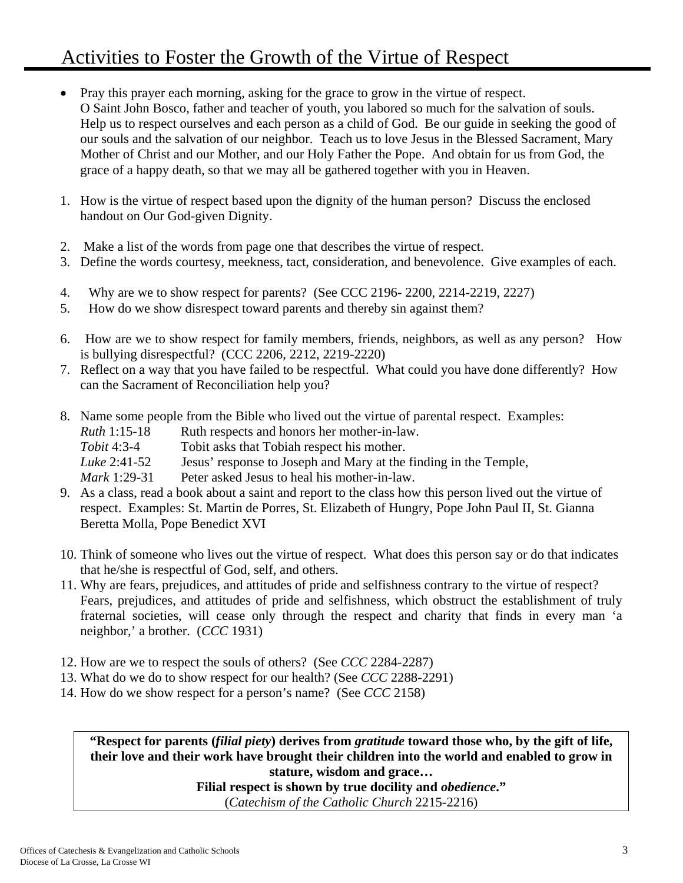# Activities to Foster the Growth of the Virtue of Respect

- Pray this prayer each morning, asking for the grace to grow in the virtue of respect.
  O Saint John Bosco, father and teacher of youth, you labored so much for the salvation of souls. Help us to respect ourselves and each person as a child of God. Be our guide in seeking the good of our souls and the salvation of our neighbor. Teach us to love Jesus in the Blessed Sacrament, Mary Mother of Christ and our Mother, and our Holy Father the Pope. And obtain for us from God, the grace of a happy death, so that we may all be gathered together with you in Heaven.

1. How is the virtue of respect based upon the dignity of the human person? Discuss the enclosed handout on Our God-given Dignity.
2. Make a list of the words from page one that describes the virtue of respect.
3. Define the words courtesy, meekness, tact, consideration, and benevolence. Give examples of each.
4. Why are we to show respect for parents? (See CCC 2196- 2200, 2214-2219, 2227)
5. How do we show disrespect toward parents and thereby sin against them?
6. How are we to show respect for family members, friends, neighbors, as well as any person? How is bullying disrespectful? (CCC 2206, 2212, 2219-2220)
7. Reflect on a way that you have failed to be respectful. What could you have done differently? How can the Sacrament of Reconciliation help you?
8. Name some people from the Bible who lived out the virtue of parental respect. Examples:
   *Ruth* 1:15-18 Ruth respects and honors her mother-in-law.
   *Tobit* 4:3-4 Tobit asks that Tobiah respect his mother.
   *Luke* 2:41-52 Jesus' response to Joseph and Mary at the finding in the Temple,
   *Mark* 1:29-31 Peter asked Jesus to heal his mother-in-law.
9. As a class, read a book about a saint and report to the class how this person lived out the virtue of respect. Examples: St. Martin de Porres, St. Elizabeth of Hungry, Pope John Paul II, St. Gianna Beretta Molla, Pope Benedict XVI
10. Think of someone who lives out the virtue of respect. What does this person say or do that indicates that he/she is respectful of God, self, and others.
11. Why are fears, prejudices, and attitudes of pride and selfishness contrary to the virtue of respect? Fears, prejudices, and attitudes of pride and selfishness, which obstruct the establishment of truly fraternal societies, will cease only through the respect and charity that finds in every man 'a neighbor,' a brother. (*CCC* 1931)
12. How are we to respect the souls of others? (See *CCC* 2284-2287)
13. What do we do to show respect for our health? (See *CCC* 2288-2291)
14. How do we show respect for a person's name? (See *CCC* 2158)

> **"Respect for parents (*filial piety*) derives from *gratitude* toward those who, by the gift of life, their love and their work have brought their children into the world and enabled to grow in stature, wisdom and grace…**
> **Filial respect is shown by true docility and *obedience*."**
> (*Catechism of the Catholic Church* 2215-2216)

Offices of Catechesis & Evangelization and Catholic Schools
Diocese of La Crosse, La Crosse WI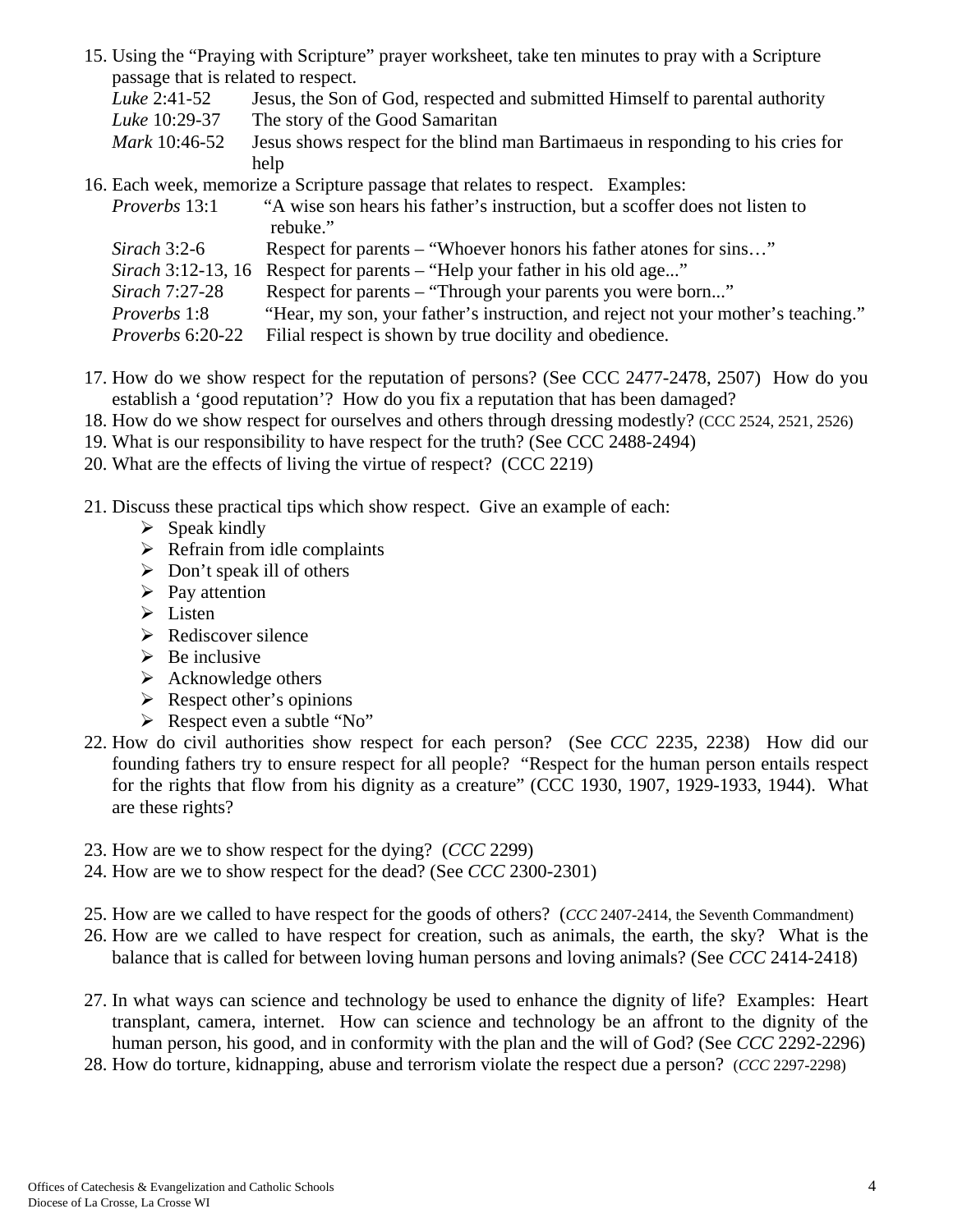15. Using the "Praying with Scripture" prayer worksheet, take ten minutes to pray with a Scripture passage that is related to respect.
    *Luke* 2:41-52 — Jesus, the Son of God, respected and submitted Himself to parental authority
    *Luke* 10:29-37 — The story of the Good Samaritan
    *Mark* 10:46-52 — Jesus shows respect for the blind man Bartimaeus in responding to his cries for help
16. Each week, memorize a Scripture passage that relates to respect. Examples:
    *Proverbs* 13:1 — "A wise son hears his father's instruction, but a scoffer does not listen to rebuke."
    *Sirach* 3:2-6 — Respect for parents – "Whoever honors his father atones for sins…"
    *Sirach* 3:12-13, 16 — Respect for parents – "Help your father in his old age..."
    *Sirach* 7:27-28 — Respect for parents – "Through your parents you were born..."
    *Proverbs* 1:8 — "Hear, my son, your father's instruction, and reject not your mother's teaching."
    *Proverbs* 6:20-22 — Filial respect is shown by true docility and obedience.

17. How do we show respect for the reputation of persons? (See CCC 2477-2478, 2507) How do you establish a 'good reputation'? How do you fix a reputation that has been damaged?
18. How do we show respect for ourselves and others through dressing modestly? (CCC 2524, 2521, 2526)
19. What is our responsibility to have respect for the truth? (See CCC 2488-2494)
20. What are the effects of living the virtue of respect? (CCC 2219)

21. Discuss these practical tips which show respect. Give an example of each:
    - Speak kindly
    - Refrain from idle complaints
    - Don't speak ill of others
    - Pay attention
    - Listen
    - Rediscover silence
    - Be inclusive
    - Acknowledge others
    - Respect other's opinions
    - Respect even a subtle "No"
22. How do civil authorities show respect for each person? (See *CCC* 2235, 2238) How did our founding fathers try to ensure respect for all people? "Respect for the human person entails respect for the rights that flow from his dignity as a creature" (CCC 1930, 1907, 1929-1933, 1944). What are these rights?

23. How are we to show respect for the dying? (*CCC* 2299)
24. How are we to show respect for the dead? (See *CCC* 2300-2301)

25. How are we called to have respect for the goods of others? (*CCC* 2407-2414, the Seventh Commandment)
26. How are we called to have respect for creation, such as animals, the earth, the sky? What is the balance that is called for between loving human persons and loving animals? (See *CCC* 2414-2418)

27. In what ways can science and technology be used to enhance the dignity of life? Examples: Heart transplant, camera, internet. How can science and technology be an affront to the dignity of the human person, his good, and in conformity with the plan and the will of God? (See *CCC* 2292-2296)
28. How do torture, kidnapping, abuse and terrorism violate the respect due a person? (*CCC* 2297-2298)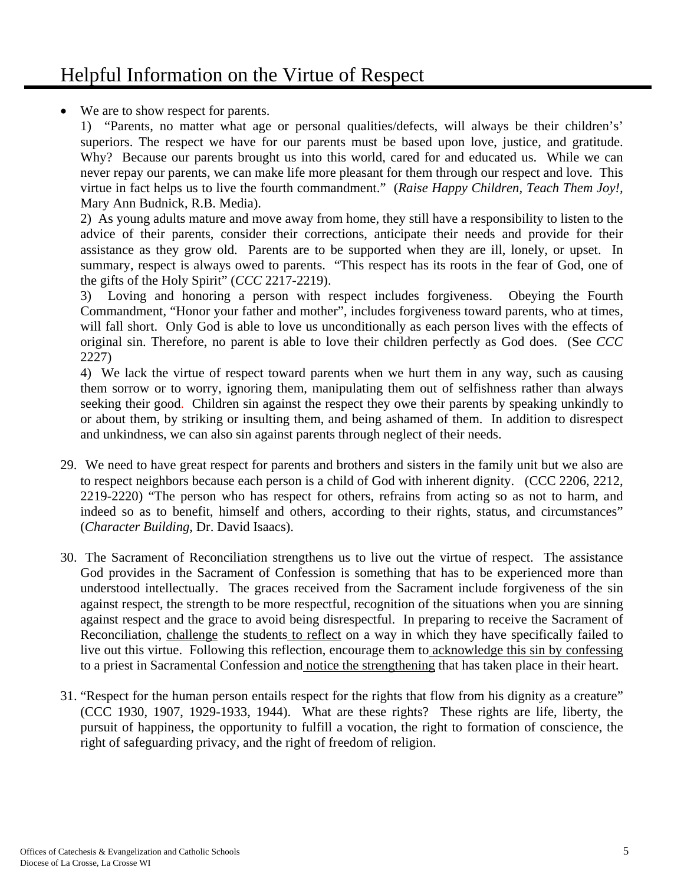# Helpful Information on the Virtue of Respect

- We are to show respect for parents.

  1) "Parents, no matter what age or personal qualities/defects, will always be their children's' superiors. The respect we have for our parents must be based upon love, justice, and gratitude. Why? Because our parents brought us into this world, cared for and educated us. While we can never repay our parents, we can make life more pleasant for them through our respect and love. This virtue in fact helps us to live the fourth commandment." (*Raise Happy Children, Teach Them Joy!*, Mary Ann Budnick, R.B. Media).

  2) As young adults mature and move away from home, they still have a responsibility to listen to the advice of their parents, consider their corrections, anticipate their needs and provide for their assistance as they grow old. Parents are to be supported when they are ill, lonely, or upset. In summary, respect is always owed to parents. "This respect has its roots in the fear of God, one of the gifts of the Holy Spirit" (*CCC* 2217-2219).

  3) Loving and honoring a person with respect includes forgiveness. Obeying the Fourth Commandment, "Honor your father and mother", includes forgiveness toward parents, who at times, will fall short. Only God is able to love us unconditionally as each person lives with the effects of original sin. Therefore, no parent is able to love their children perfectly as God does. (See *CCC* 2227)

  4) We lack the virtue of respect toward parents when we hurt them in any way, such as causing them sorrow or to worry, ignoring them, manipulating them out of selfishness rather than always seeking their good. Children sin against the respect they owe their parents by speaking unkindly to or about them, by striking or insulting them, and being ashamed of them. In addition to disrespect and unkindness, we can also sin against parents through neglect of their needs.

29. We need to have great respect for parents and brothers and sisters in the family unit but we also are to respect neighbors because each person is a child of God with inherent dignity. (CCC 2206, 2212, 2219-2220) "The person who has respect for others, refrains from acting so as not to harm, and indeed so as to benefit, himself and others, according to their rights, status, and circumstances" (*Character Building*, Dr. David Isaacs).

30. The Sacrament of Reconciliation strengthens us to live out the virtue of respect. The assistance God provides in the Sacrament of Confession is something that has to be experienced more than understood intellectually. The graces received from the Sacrament include forgiveness of the sin against respect, the strength to be more respectful, recognition of the situations when you are sinning against respect and the grace to avoid being disrespectful. In preparing to receive the Sacrament of Reconciliation, <u>challenge</u> the students <u>to reflect</u> on a way in which they have specifically failed to live out this virtue. Following this reflection, encourage them to <u>acknowledge this sin by confessing</u> to a priest in Sacramental Confession and <u>notice the strengthening</u> that has taken place in their heart.

31. "Respect for the human person entails respect for the rights that flow from his dignity as a creature" (CCC 1930, 1907, 1929-1933, 1944). What are these rights? These rights are life, liberty, the pursuit of happiness, the opportunity to fulfill a vocation, the right to formation of conscience, the right of safeguarding privacy, and the right of freedom of religion.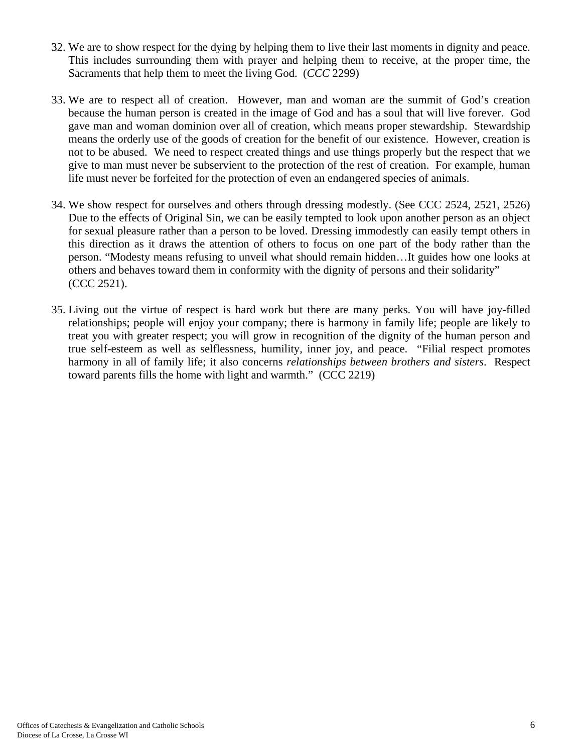32. We are to show respect for the dying by helping them to live their last moments in dignity and peace. This includes surrounding them with prayer and helping them to receive, at the proper time, the Sacraments that help them to meet the living God. (*CCC* 2299)

33. We are to respect all of creation. However, man and woman are the summit of God's creation because the human person is created in the image of God and has a soul that will live forever. God gave man and woman dominion over all of creation, which means proper stewardship. Stewardship means the orderly use of the goods of creation for the benefit of our existence. However, creation is not to be abused. We need to respect created things and use things properly but the respect that we give to man must never be subservient to the protection of the rest of creation. For example, human life must never be forfeited for the protection of even an endangered species of animals.

34. We show respect for ourselves and others through dressing modestly. (See CCC 2524, 2521, 2526) Due to the effects of Original Sin, we can be easily tempted to look upon another person as an object for sexual pleasure rather than a person to be loved. Dressing immodestly can easily tempt others in this direction as it draws the attention of others to focus on one part of the body rather than the person. "Modesty means refusing to unveil what should remain hidden…It guides how one looks at others and behaves toward them in conformity with the dignity of persons and their solidarity" (CCC 2521).

35. Living out the virtue of respect is hard work but there are many perks. You will have joy-filled relationships; people will enjoy your company; there is harmony in family life; people are likely to treat you with greater respect; you will grow in recognition of the dignity of the human person and true self-esteem as well as selflessness, humility, inner joy, and peace. "Filial respect promotes harmony in all of family life; it also concerns *relationships between brothers and sisters*. Respect toward parents fills the home with light and warmth." (CCC 2219)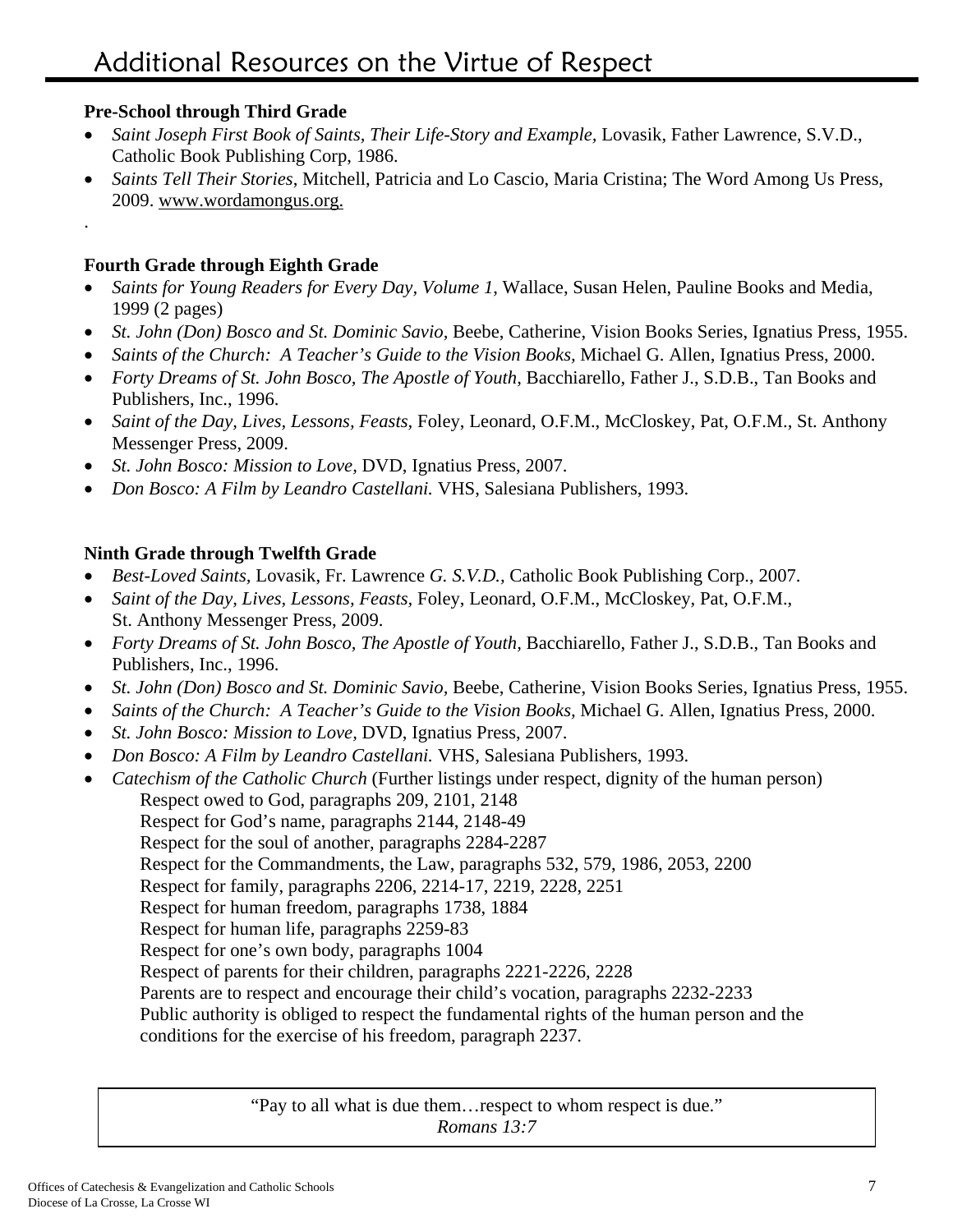# Additional Resources on the Virtue of Respect

**Pre-School through Third Grade**

- *Saint Joseph First Book of Saints, Their Life-Story and Example,* Lovasik, Father Lawrence, S.V.D., Catholic Book Publishing Corp, 1986.
- *Saints Tell Their Stories*, Mitchell, Patricia and Lo Cascio, Maria Cristina; The Word Among Us Press, 2009. www.wordamongus.org.

.

**Fourth Grade through Eighth Grade**

- *Saints for Young Readers for Every Day, Volume 1,* Wallace, Susan Helen, Pauline Books and Media, 1999 (2 pages)
- *St. John (Don) Bosco and St. Dominic Savio,* Beebe, Catherine, Vision Books Series, Ignatius Press, 1955.
- *Saints of the Church: A Teacher's Guide to the Vision Books,* Michael G. Allen, Ignatius Press, 2000.
- *Forty Dreams of St. John Bosco, The Apostle of Youth,* Bacchiarello, Father J., S.D.B., Tan Books and Publishers, Inc., 1996.
- *Saint of the Day, Lives, Lessons, Feasts*, Foley, Leonard, O.F.M., McCloskey, Pat, O.F.M., St. Anthony Messenger Press, 2009.
- *St. John Bosco: Mission to Love,* DVD, Ignatius Press, 2007.
- *Don Bosco: A Film by Leandro Castellani.* VHS, Salesiana Publishers, 1993.

**Ninth Grade through Twelfth Grade**

- *Best-Loved Saints,* Lovasik, Fr. Lawrence *G. S.V.D.*, Catholic Book Publishing Corp., 2007.
- *Saint of the Day, Lives, Lessons, Feasts*, Foley, Leonard, O.F.M., McCloskey, Pat, O.F.M., St. Anthony Messenger Press, 2009.
- *Forty Dreams of St. John Bosco, The Apostle of Youth,* Bacchiarello, Father J., S.D.B., Tan Books and Publishers, Inc., 1996.
- *St. John (Don) Bosco and St. Dominic Savio,* Beebe, Catherine, Vision Books Series, Ignatius Press, 1955.
- *Saints of the Church: A Teacher's Guide to the Vision Books*, Michael G. Allen, Ignatius Press, 2000.
- *St. John Bosco: Mission to Love,* DVD, Ignatius Press, 2007.
- *Don Bosco: A Film by Leandro Castellani.* VHS, Salesiana Publishers, 1993.
- *Catechism of the Catholic Church* (Further listings under respect, dignity of the human person)
  - Respect owed to God, paragraphs 209, 2101, 2148
  - Respect for God's name, paragraphs 2144, 2148-49
  - Respect for the soul of another, paragraphs 2284-2287
  - Respect for the Commandments, the Law, paragraphs 532, 579, 1986, 2053, 2200
  - Respect for family, paragraphs 2206, 2214-17, 2219, 2228, 2251
  - Respect for human freedom, paragraphs 1738, 1884
  - Respect for human life, paragraphs 2259-83
  - Respect for one's own body, paragraphs 1004
  - Respect of parents for their children, paragraphs 2221-2226, 2228
  - Parents are to respect and encourage their child's vocation, paragraphs 2232-2233
  - Public authority is obliged to respect the fundamental rights of the human person and the conditions for the exercise of his freedom, paragraph 2237.

> "Pay to all what is due them…respect to whom respect is due."
> *Romans 13:7*

Offices of Catechesis & Evangelization and Catholic Schools
Diocese of La Crosse, La Crosse WI